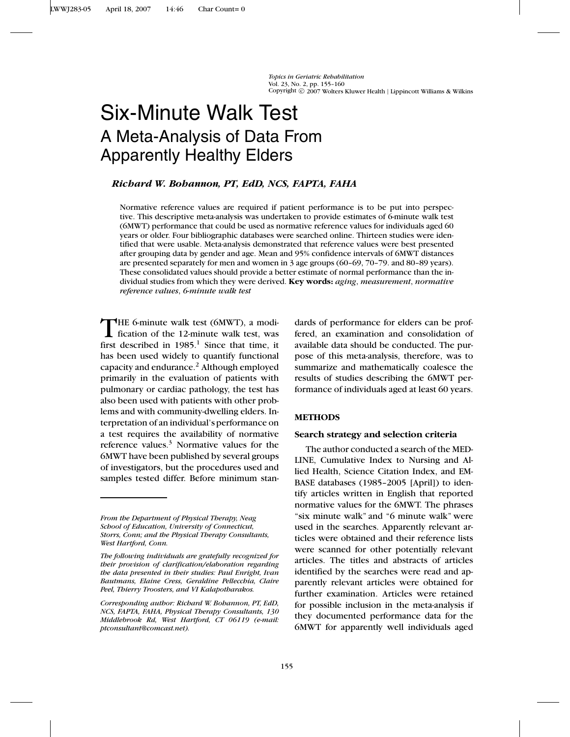# Six-Minute Walk Test

## A Meta-Analysis of Data From Apparently Healthy Elders

***Richard W. Bohannon, PT, EdD, NCS, FAPTA, FAHA***

Normative reference values are required if patient performance is to be put into perspective. This descriptive meta-analysis was undertaken to provide estimates of 6-minute walk test (6MWT) performance that could be used as normative reference values for individuals aged 60 years or older. Four bibliographic databases were searched online. Thirteen studies were identified that were usable. Meta-analysis demonstrated that reference values were best presented after grouping data by gender and age. Mean and 95% confidence intervals of 6MWT distances are presented separately for men and women in 3 age groups (60–69, 70–79. and 80–89 years). These consolidated values should provide a better estimate of normal performance than the individual studies from which they were derived. **Key words:** *aging*, *measurement*, *normative reference values*, *6-minute walk test*

THE 6-minute walk test (6MWT), a modification of the 12-minute walk test, was first described in 1985.[1] Since that time, it has been used widely to quantify functional capacity and endurance.[2] Although employed primarily in the evaluation of patients with pulmonary or cardiac pathology, the test has also been used with patients with other problems and with community-dwelling elders. Interpretation of an individual's performance on a test requires the availability of normative reference values.[3] Normative values for the 6MWT have been published by several groups of investigators, but the procedures used and samples tested differ. Before minimum standards of performance for elders can be proffered, an examination and consolidation of available data should be conducted. The purpose of this meta-analysis, therefore, was to summarize and mathematically coalesce the results of studies describing the 6MWT performance of individuals aged at least 60 years.

*From the Department of Physical Therapy, Neag School of Education, University of Connecticut, Storrs, Conn; and the Physical Therapy Consultants, West Hartford, Conn.*

*The following individuals are gratefully recognized for their provision of clarification/elaboration regarding the data presented in their studies: Paul Enright, Ivan Bautmans, Elaine Cress, Geraldine Pellecchia, Claire Peel, Thierry Troosters, and VI Kalapotharakos.*

*Corresponding author: Richard W. Bohannon, PT, EdD, NCS, FAPTA, FAHA, Physical Therapy Consultants, 130 Middlebrook Rd, West Hartford, CT 06119 (e-mail: ptconsultant@comcast.net).*

### METHODS

#### Search strategy and selection criteria

The author conducted a search of the MEDLINE, Cumulative Index to Nursing and Allied Health, Science Citation Index, and EMBASE databases (1985–2005 [April]) to identify articles written in English that reported normative values for the 6MWT. The phrases "six minute walk" and "6 minute walk" were used in the searches. Apparently relevant articles were obtained and their reference lists were scanned for other potentially relevant articles. The titles and abstracts of articles identified by the searches were read and apparently relevant articles were obtained for further examination. Articles were retained for possible inclusion in the meta-analysis if they documented performance data for the 6MWT for apparently well individuals aged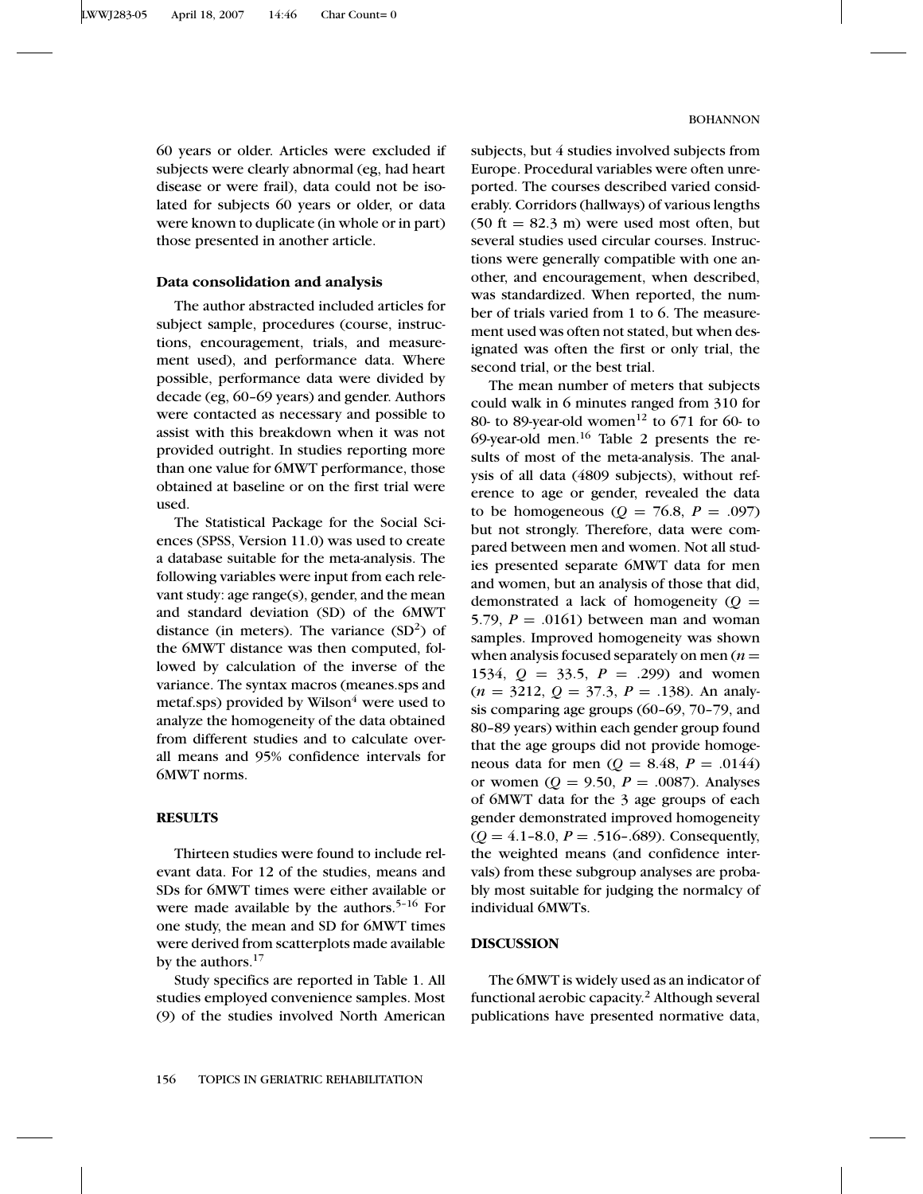60 years or older. Articles were excluded if subjects were clearly abnormal (eg, had heart disease or were frail), data could not be isolated for subjects 60 years or older, or data were known to duplicate (in whole or in part) those presented in another article.

### Data consolidation and analysis

The author abstracted included articles for subject sample, procedures (course, instructions, encouragement, trials, and measurement used), and performance data. Where possible, performance data were divided by decade (eg, 60–69 years) and gender. Authors were contacted as necessary and possible to assist with this breakdown when it was not provided outright. In studies reporting more than one value for 6MWT performance, those obtained at baseline or on the first trial were used.

The Statistical Package for the Social Sciences (SPSS, Version 11.0) was used to create a database suitable for the meta-analysis. The following variables were input from each relevant study: age range(s), gender, and the mean and standard deviation (SD) of the 6MWT distance (in meters). The variance ($SD^2$) of the 6MWT distance was then computed, followed by calculation of the inverse of the variance. The syntax macros (meanes.sps and metaf.sps) provided by Wilson[4] were used to analyze the homogeneity of the data obtained from different studies and to calculate overall means and 95% confidence intervals for 6MWT norms.

## RESULTS

Thirteen studies were found to include relevant data. For 12 of the studies, means and SDs for 6MWT times were either available or were made available by the authors.[5–16] For one study, the mean and SD for 6MWT times were derived from scatterplots made available by the authors.[17]

Study specifics are reported in Table 1. All studies employed convenience samples. Most (9) of the studies involved North American subjects, but 4 studies involved subjects from Europe. Procedural variables were often unreported. The courses described varied considerably. Corridors (hallways) of various lengths (50 ft = 82.3 m) were used most often, but several studies used circular courses. Instructions were generally compatible with one another, and encouragement, when described, was standardized. When reported, the number of trials varied from 1 to 6. The measurement used was often not stated, but when designated was often the first or only trial, the second trial, or the best trial.

The mean number of meters that subjects could walk in 6 minutes ranged from 310 for 80- to 89-year-old women[12] to 671 for 60- to 69-year-old men.[16] Table 2 presents the results of most of the meta-analysis. The analysis of all data (4809 subjects), without reference to age or gender, revealed the data to be homogeneous ($Q = 76.8$, $P = .097$) but not strongly. Therefore, data were compared between men and women. Not all studies presented separate 6MWT data for men and women, but an analysis of those that did, demonstrated a lack of homogeneity ($Q = 5.79$, $P = .0161$) between man and woman samples. Improved homogeneity was shown when analysis focused separately on men ($n = 1534$, $Q = 33.5$, $P = .299$) and women ($n = 3212$, $Q = 37.3$, $P = .138$). An analysis comparing age groups (60–69, 70–79, and 80–89 years) within each gender group found that the age groups did not provide homogeneous data for men ($Q = 8.48$, $P = .0144$) or women ($Q = 9.50$, $P = .0087$). Analyses of 6MWT data for the 3 age groups of each gender demonstrated improved homogeneity ($Q = 4.1–8.0$, $P = .516–.689$). Consequently, the weighted means (and confidence intervals) from these subgroup analyses are probably most suitable for judging the normalcy of individual 6MWTs.

## DISCUSSION

The 6MWT is widely used as an indicator of functional aerobic capacity.[2] Although several publications have presented normative data,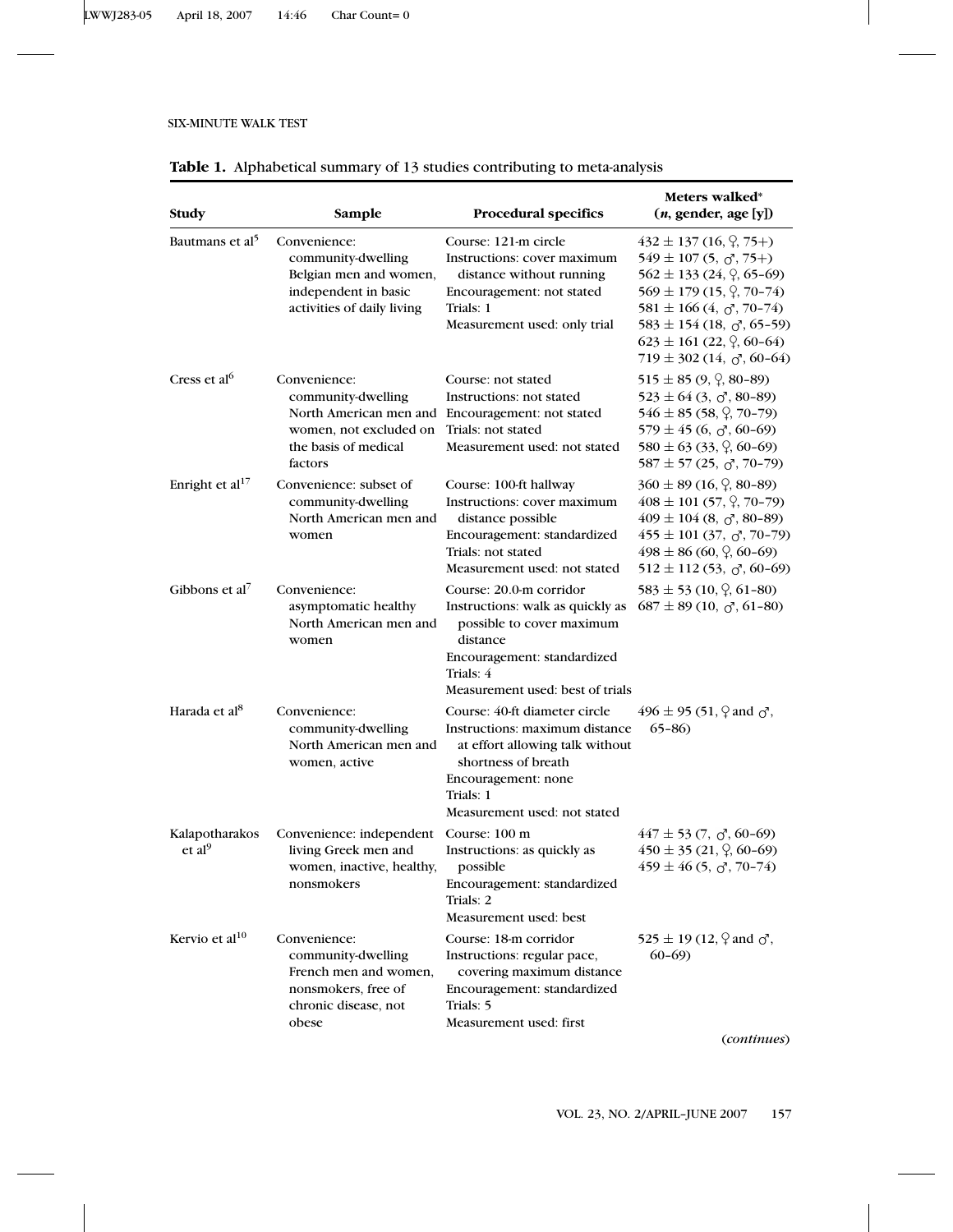**Table 1.** Alphabetical summary of 13 studies contributing to meta-analysis

| Study | Sample | Procedural specifics | Meters walked* (*n*, gender, age [y]) |
|---|---|---|---|
| Bautmans et al[5] | Convenience: community-dwelling Belgian men and women, independent in basic activities of daily living | Course: 121-m circle<br>Instructions: cover maximum distance without running<br>Encouragement: not stated<br>Trials: 1<br>Measurement used: only trial | 432 ± 137 (16, ♀, 75+)<br>549 ± 107 (5, ♂, 75+)<br>562 ± 133 (24, ♀, 65–69)<br>569 ± 179 (15, ♀, 70–74)<br>581 ± 166 (4, ♂, 70–74)<br>583 ± 154 (18, ♂, 65–59)<br>623 ± 161 (22, ♀, 60–64)<br>719 ± 302 (14, ♂, 60–64) |
| Cress et al[6] | Convenience: community-dwelling North American men and women, not excluded on the basis of medical factors | Course: not stated<br>Instructions: not stated<br>Encouragement: not stated<br>Trials: not stated<br>Measurement used: not stated | 515 ± 85 (9, ♀, 80–89)<br>523 ± 64 (3, ♂, 80–89)<br>546 ± 85 (58, ♀, 70–79)<br>579 ± 45 (6, ♂, 60–69)<br>580 ± 63 (33, ♀, 60–69)<br>587 ± 57 (25, ♂, 70–79) |
| Enright et al[17] | Convenience: subset of community-dwelling North American men and women | Course: 100-ft hallway<br>Instructions: cover maximum distance possible<br>Encouragement: standardized<br>Trials: not stated<br>Measurement used: not stated | 360 ± 89 (16, ♀, 80–89)<br>408 ± 101 (57, ♀, 70–79)<br>409 ± 104 (8, ♂, 80–89)<br>455 ± 101 (37, ♂, 70–79)<br>498 ± 86 (60, ♀, 60–69)<br>512 ± 112 (53, ♂, 60–69) |
| Gibbons et al[7] | Convenience: asymptomatic healthy North American men and women | Course: 20.0-m corridor<br>Instructions: walk as quickly as possible to cover maximum distance<br>Encouragement: standardized<br>Trials: 4<br>Measurement used: best of trials | 583 ± 53 (10, ♀, 61–80)<br>687 ± 89 (10, ♂, 61–80) |
| Harada et al[8] | Convenience: community-dwelling North American men and women, active | Course: 40-ft diameter circle<br>Instructions: maximum distance at effort allowing talk without shortness of breath<br>Encouragement: none<br>Trials: 1<br>Measurement used: not stated | 496 ± 95 (51, ♀ and ♂, 65–86) |
| Kalapotharakos et al[9] | Convenience: independent living Greek men and women, inactive, healthy, nonsmokers | Course: 100 m<br>Instructions: as quickly as possible<br>Encouragement: standardized<br>Trials: 2<br>Measurement used: best | 447 ± 53 (7, ♂, 60–69)<br>450 ± 35 (21, ♀, 60–69)<br>459 ± 46 (5, ♂, 70–74) |
| Kervio et al[10] | Convenience: community-dwelling French men and women, nonsmokers, free of chronic disease, not obese | Course: 18-m corridor<br>Instructions: regular pace, covering maximum distance<br>Encouragement: standardized<br>Trials: 5<br>Measurement used: first | 525 ± 19 (12, ♀ and ♂, 60–69) |

(*continues*)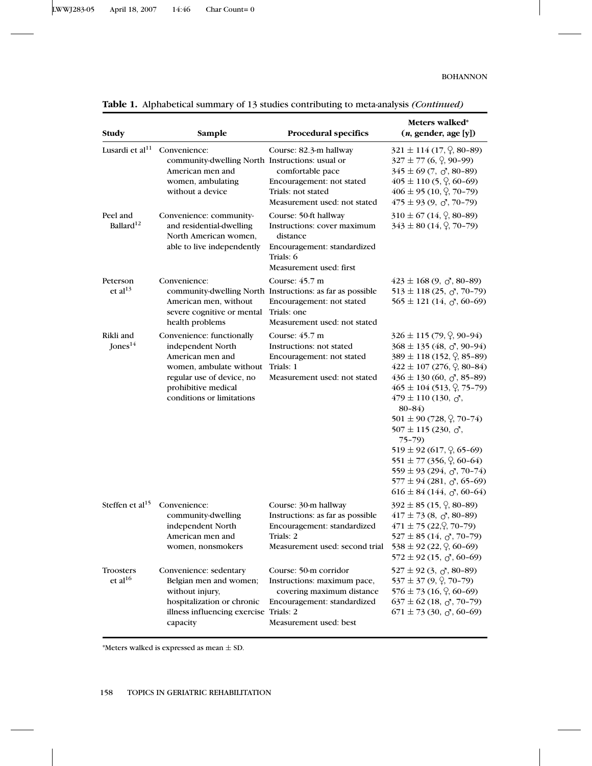**Table 1.** Alphabetical summary of 13 studies contributing to meta-analysis *(Continued)*

| Study | Sample | Procedural specifics | Meters walked* (*n*, gender, age [y]) |
|---|---|---|---|
| Lusardi et al[11] | Convenience: community-dwelling North American men and women, ambulating without a device | Course: 82.3-m hallway<br>Instructions: usual or comfortable pace<br>Encouragement: not stated<br>Trials: not stated<br>Measurement used: not stated | 321 ± 114 (17, ♀, 80–89)<br>327 ± 77 (6, ♀, 90–99)<br>345 ± 69 (7, ♂, 80–89)<br>405 ± 110 (5, ♀, 60–69)<br>406 ± 95 (10, ♀, 70–79)<br>475 ± 93 (9, ♂, 70–79) |
| Peel and Ballard[12] | Convenience: community- and residential-dwelling North American women, able to live independently | Course: 50-ft hallway<br>Instructions: cover maximum distance<br>Encouragement: standardized<br>Trials: 6<br>Measurement used: first | 310 ± 67 (14, ♀, 80–89)<br>343 ± 80 (14, ♀, 70–79) |
| Peterson et al[13] | Convenience: community-dwelling North American men, without severe cognitive or mental health problems | Course: 45.7 m<br>Instructions: as far as possible<br>Encouragement: not stated<br>Trials: one<br>Measurement used: not stated | 423 ± 168 (9, ♂, 80–89)<br>513 ± 118 (25, ♂, 70–79)<br>565 ± 121 (14, ♂, 60–69) |
| Rikli and Jones[14] | Convenience: functionally independent North American men and women, ambulate without regular use of device, no prohibitive medical conditions or limitations | Course: 45.7 m<br>Instructions: not stated<br>Encouragement: not stated<br>Trials: 1<br>Measurement used: not stated | 326 ± 115 (79, ♀, 90–94)<br>368 ± 135 (48, ♂, 90–94)<br>389 ± 118 (152, ♀, 85–89)<br>422 ± 107 (276, ♀, 80–84)<br>436 ± 130 (60, ♂, 85–89)<br>465 ± 104 (513, ♀, 75–79)<br>479 ± 110 (130, ♂, 80–84)<br>501 ± 90 (728, ♀, 70–74)<br>507 ± 115 (230, ♂, 75–79)<br>519 ± 92 (617, ♀, 65–69)<br>551 ± 77 (356, ♀, 60–64)<br>559 ± 93 (294, ♂, 70–74)<br>577 ± 94 (281, ♂, 65–69)<br>616 ± 84 (144, ♂, 60–64) |
| Steffen et al[15] | Convenience: community-dwelling independent North American men and women, nonsmokers | Course: 30-m hallway<br>Instructions: as far as possible<br>Encouragement: standardized<br>Trials: 2<br>Measurement used: second trial | 392 ± 85 (15, ♀, 80–89)<br>417 ± 73 (8, ♂, 80–89)<br>471 ± 75 (22,♀, 70–79)<br>527 ± 85 (14, ♂, 70–79)<br>538 ± 92 (22, ♀, 60–69)<br>572 ± 92 (15, ♂, 60–69) |
| Troosters et al[16] | Convenience: sedentary Belgian men and women; without injury, hospitalization or chronic illness influencing exercise capacity | Course: 50-m corridor<br>Instructions: maximum pace, covering maximum distance<br>Encouragement: standardized<br>Trials: 2<br>Measurement used: best | 527 ± 92 (3, ♂, 80–89)<br>537 ± 37 (9, ♀, 70–79)<br>576 ± 73 (16, ♀, 60–69)<br>637 ± 62 (18, ♂, 70–79)<br>671 ± 73 (30, ♂, 60–69) |

*Meters walked is expressed as mean ± SD.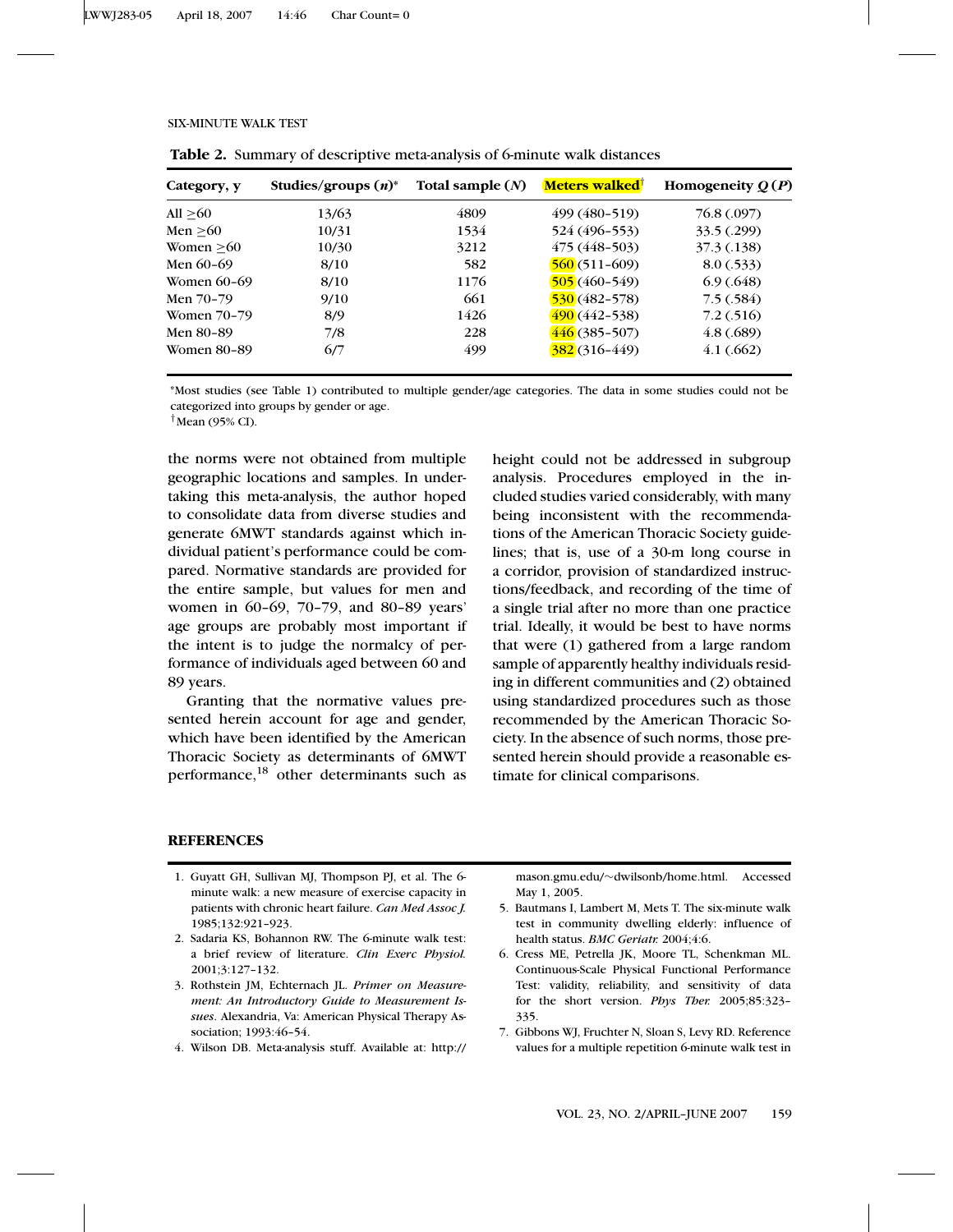**Table 2.** Summary of descriptive meta-analysis of 6-minute walk distances

| Category, y | Studies/groups (*n*)* | Total sample (*N*) | Meters walked† | Homogeneity *Q* (*P*) |
|---|---|---|---|---|
| All ≥60 | 13/63 | 4809 | 499 (480–519) | 76.8 (.097) |
| Men ≥60 | 10/31 | 1534 | 524 (496–553) | 33.5 (.299) |
| Women ≥60 | 10/30 | 3212 | 475 (448–503) | 37.3 (.138) |
| Men 60–69 | 8/10 | 582 | 560 (511–609) | 8.0 (.533) |
| Women 60–69 | 8/10 | 1176 | 505 (460–549) | 6.9 (.648) |
| Men 70–79 | 9/10 | 661 | 530 (482–578) | 7.5 (.584) |
| Women 70–79 | 8/9 | 1426 | 490 (442–538) | 7.2 (.516) |
| Men 80–89 | 7/8 | 228 | 446 (385–507) | 4.8 (.689) |
| Women 80–89 | 6/7 | 499 | 382 (316–449) | 4.1 (.662) |

*Most studies (see Table 1) contributed to multiple gender/age categories. The data in some studies could not be categorized into groups by gender or age.
†Mean (95% CI).

the norms were not obtained from multiple geographic locations and samples. In undertaking this meta-analysis, the author hoped to consolidate data from diverse studies and generate 6MWT standards against which individual patient's performance could be compared. Normative standards are provided for the entire sample, but values for men and women in 60–69, 70–79, and 80–89 years' age groups are probably most important if the intent is to judge the normalcy of performance of individuals aged between 60 and 89 years.

Granting that the normative values presented herein account for age and gender, which have been identified by the American Thoracic Society as determinants of 6MWT performance,[18] other determinants such as height could not be addressed in subgroup analysis. Procedures employed in the included studies varied considerably, with many being inconsistent with the recommendations of the American Thoracic Society guidelines; that is, use of a 30-m long course in a corridor, provision of standardized instructions/feedback, and recording of the time of a single trial after no more than one practice trial. Ideally, it would be best to have norms that were (1) gathered from a large random sample of apparently healthy individuals residing in different communities and (2) obtained using standardized procedures such as those recommended by the American Thoracic Society. In the absence of such norms, those presented herein should provide a reasonable estimate for clinical comparisons.

## REFERENCES

1. Guyatt GH, Sullivan MJ, Thompson PJ, et al. The 6-minute walk: a new measure of exercise capacity in patients with chronic heart failure. *Can Med Assoc J.* 1985;132:921–923.
2. Sadaria KS, Bohannon RW. The 6-minute walk test: a brief review of literature. *Clin Exerc Physiol.* 2001;3:127–132.
3. Rothstein JM, Echternach JL. *Primer on Measurement: An Introductory Guide to Measurement Issues*. Alexandria, Va: American Physical Therapy Association; 1993:46–54.
4. Wilson DB. Meta-analysis stuff. Available at: http://mason.gmu.edu/~dwilsonb/home.html. Accessed May 1, 2005.
5. Bautmans I, Lambert M, Mets T. The six-minute walk test in community dwelling elderly: influence of health status. *BMC Geriatr.* 2004;4:6.
6. Cress ME, Petrella JK, Moore TL, Schenkman ML. Continuous-Scale Physical Functional Performance Test: validity, reliability, and sensitivity of data for the short version. *Phys Ther.* 2005;85:323–335.
7. Gibbons WJ, Fruchter N, Sloan S, Levy RD. Reference values for a multiple repetition 6-minute walk test in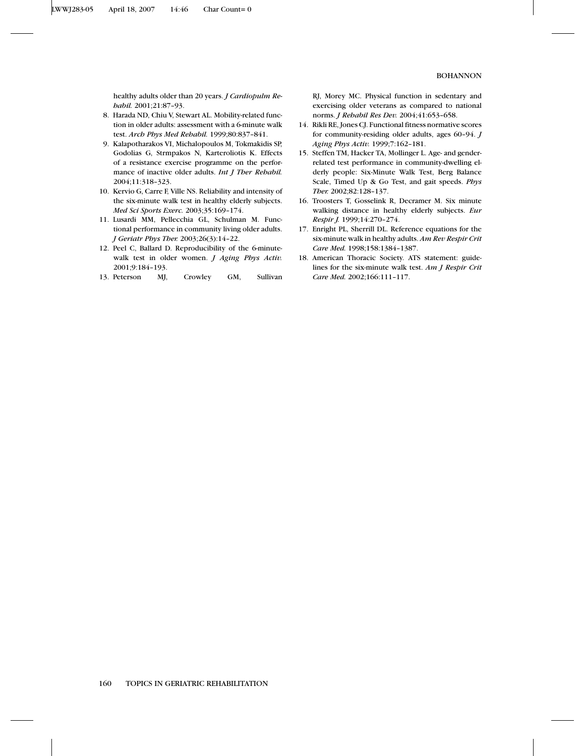healthy adults older than 20 years. *J Cardiopulm Rehabil.* 2001;21:87–93.

8. Harada ND, Chiu V, Stewart AL. Mobility-related function in older adults: assessment with a 6-minute walk test. *Arch Phys Med Rehabil.* 1999;80:837–841.
9. Kalapotharakos VI, Michalopoulos M, Tokmakidis SP, Godolias G, Strmpakos N, Karteroliotis K. Effects of a resistance exercise programme on the performance of inactive older adults. *Int J Ther Rehabil.* 2004;11:318–323.
10. Kervio G, Carre F, Ville NS. Reliability and intensity of the six-minute walk test in healthy elderly subjects. *Med Sci Sports Exerc.* 2003;35:169–174.
11. Lusardi MM, Pellecchia GL, Schulman M. Functional performance in community living older adults. *J Geriatr Phys Ther.* 2003;26(3):14–22.
12. Peel C, Ballard D. Reproducibility of the 6-minute-walk test in older women. *J Aging Phys Activ.* 2001;9:184–193.
13. Peterson MJ, Crowley GM, Sullivan RJ, Morey MC. Physical function in sedentary and exercising older veterans as compared to national norms. *J Rehabil Res Dev.* 2004;41:653–658.
14. Rikli RE, Jones CJ. Functional fitness normative scores for community-residing older adults, ages 60–94. *J Aging Phys Activ.* 1999;7:162–181.
15. Steffen TM, Hacker TA, Mollinger L. Age- and gender-related test performance in community-dwelling elderly people: Six-Minute Walk Test, Berg Balance Scale, Timed Up & Go Test, and gait speeds. *Phys Ther.* 2002;82:128–137.
16. Troosters T, Gosselink R, Decramer M. Six minute walking distance in healthy elderly subjects. *Eur Respir J.* 1999;14:270–274.
17. Enright PL, Sherrill DL. Reference equations for the six-minute walk in healthy adults. *Am Rev Respir Crit Care Med.* 1998;158:1384–1387.
18. American Thoracic Society. ATS statement: guidelines for the six-minute walk test. *Am J Respir Crit Care Med.* 2002;166:111–117.